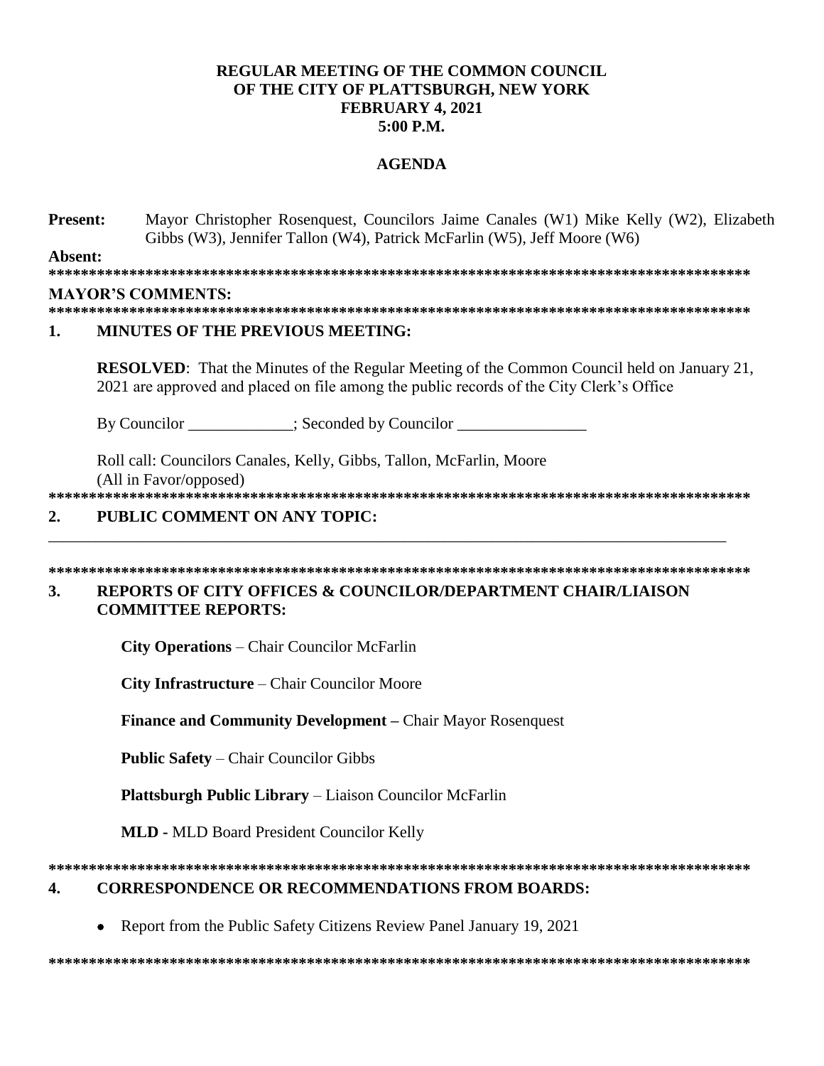**REGULAR MEETING OF THE COMMON COUNCIL**
**OF THE CITY OF PLATTSBURGH, NEW YORK**
**FEBRUARY 4, 2021**
**5:00 P.M.**

**AGENDA**

**Present:** Mayor Christopher Rosenquest, Councilors Jaime Canales (W1) Mike Kelly (W2), Elizabeth Gibbs (W3), Jennifer Tallon (W4), Patrick McFarlin (W5), Jeff Moore (W6)

**Absent:**

**********************************************************************************************

**MAYOR'S COMMENTS:**

**********************************************************************************************

**1. MINUTES OF THE PREVIOUS MEETING:**

**RESOLVED**: That the Minutes of the Regular Meeting of the Common Council held on January 21, 2021 are approved and placed on file among the public records of the City Clerk's Office

By Councilor _____________; Seconded by Councilor ________________

Roll call: Councilors Canales, Kelly, Gibbs, Tallon, McFarlin, Moore
(All in Favor/opposed)

**********************************************************************************************

**2. PUBLIC COMMENT ON ANY TOPIC:**

_________________________________________________________________________________________

**********************************************************************************************

**3. REPORTS OF CITY OFFICES & COUNCILOR/DEPARTMENT CHAIR/LIAISON COMMITTEE REPORTS:**

**City Operations** – Chair Councilor McFarlin

**City Infrastructure** – Chair Councilor Moore

**Finance and Community Development** – Chair Mayor Rosenquest

**Public Safety** – Chair Councilor Gibbs

**Plattsburgh Public Library** – Liaison Councilor McFarlin

**MLD -** MLD Board President Councilor Kelly

**********************************************************************************************

**4. CORRESPONDENCE OR RECOMMENDATIONS FROM BOARDS:**

- Report from the Public Safety Citizens Review Panel January 19, 2021

**********************************************************************************************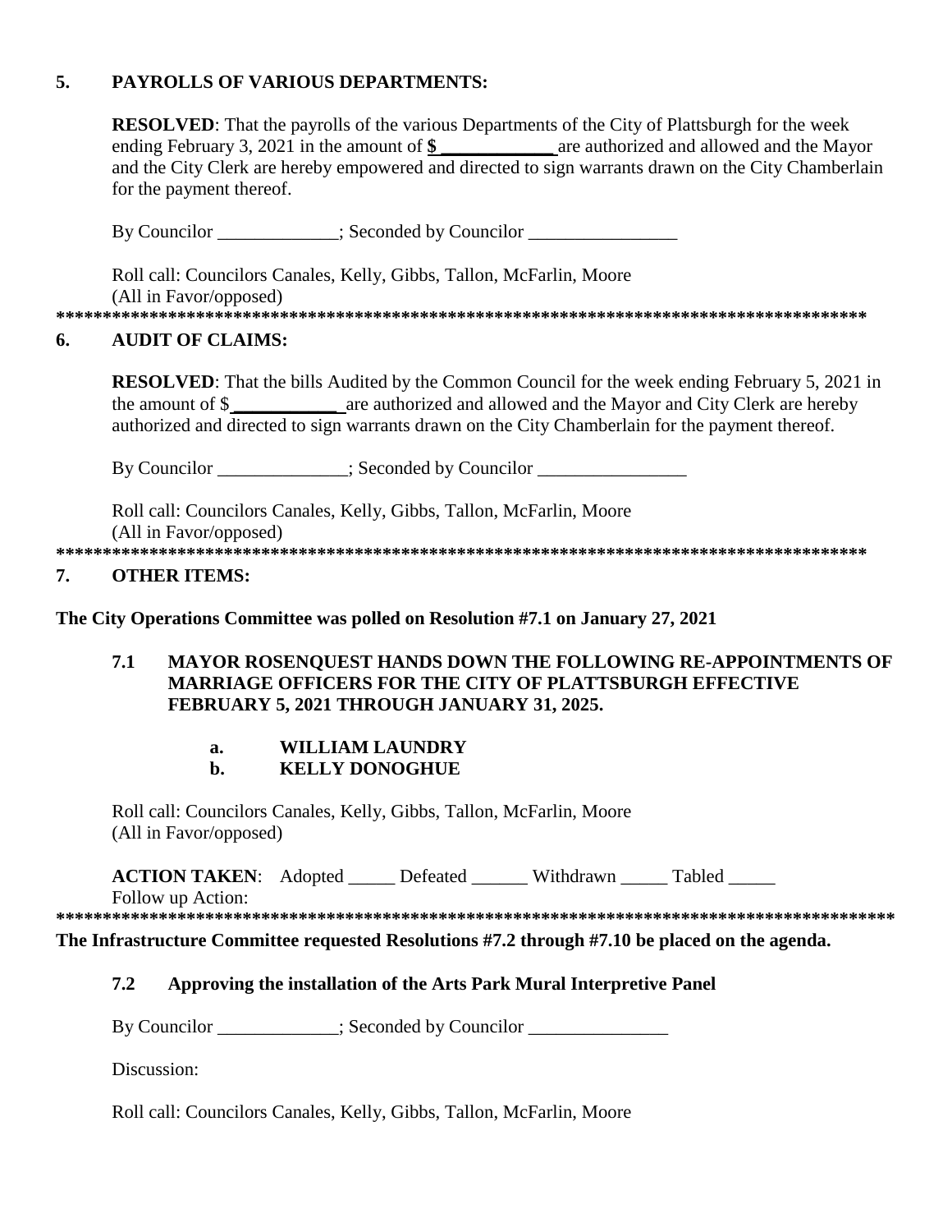## 5. PAYROLLS OF VARIOUS DEPARTMENTS:

**RESOLVED**: That the payrolls of the various Departments of the City of Plattsburgh for the week ending February 3, 2021 in the amount of **$ \_\_\_\_\_\_\_\_\_\_\_\_** are authorized and allowed and the Mayor and the City Clerk are hereby empowered and directed to sign warrants drawn on the City Chamberlain for the payment thereof.

By Councilor \_\_\_\_\_\_\_\_\_\_\_\_\_; Seconded by Councilor \_\_\_\_\_\_\_\_\_\_\_\_\_\_\_\_

Roll call: Councilors Canales, Kelly, Gibbs, Tallon, McFarlin, Moore
(All in Favor/opposed)

\*\*\*\*\*\*\*\*\*\*\*\*\*\*\*\*\*\*\*\*\*\*\*\*\*\*\*\*\*\*\*\*\*\*\*\*\*\*\*\*\*\*\*\*\*\*\*\*\*\*\*\*\*\*\*\*\*\*\*\*\*\*\*\*\*\*\*\*\*\*\*\*\*\*\*\*\*\*\*\*\*\*\*\*\*\*\*\*

## 6. AUDIT OF CLAIMS:

**RESOLVED**: That the bills Audited by the Common Council for the week ending February 5, 2021 in the amount of $ **\_\_\_\_\_\_\_\_\_\_\_** are authorized and allowed and the Mayor and City Clerk are hereby authorized and directed to sign warrants drawn on the City Chamberlain for the payment thereof.

By Councilor \_\_\_\_\_\_\_\_\_\_\_\_\_\_; Seconded by Councilor \_\_\_\_\_\_\_\_\_\_\_\_\_\_\_\_

Roll call: Councilors Canales, Kelly, Gibbs, Tallon, McFarlin, Moore
(All in Favor/opposed)

\*\*\*\*\*\*\*\*\*\*\*\*\*\*\*\*\*\*\*\*\*\*\*\*\*\*\*\*\*\*\*\*\*\*\*\*\*\*\*\*\*\*\*\*\*\*\*\*\*\*\*\*\*\*\*\*\*\*\*\*\*\*\*\*\*\*\*\*\*\*\*\*\*\*\*\*\*\*\*\*\*\*\*\*\*\*\*\*

## 7. OTHER ITEMS:

**The City Operations Committee was polled on Resolution #7.1 on January 27, 2021**

### 7.1 MAYOR ROSENQUEST HANDS DOWN THE FOLLOWING RE-APPOINTMENTS OF MARRIAGE OFFICERS FOR THE CITY OF PLATTSBURGH EFFECTIVE FEBRUARY 5, 2021 THROUGH JANUARY 31, 2025.

**a. WILLIAM LAUNDRY**
**b. KELLY DONOGHUE**

Roll call: Councilors Canales, Kelly, Gibbs, Tallon, McFarlin, Moore
(All in Favor/opposed)

**ACTION TAKEN**: Adopted \_\_\_\_\_ Defeated \_\_\_\_\_\_ Withdrawn \_\_\_\_\_ Tabled \_\_\_\_\_
Follow up Action:

\*\*\*\*\*\*\*\*\*\*\*\*\*\*\*\*\*\*\*\*\*\*\*\*\*\*\*\*\*\*\*\*\*\*\*\*\*\*\*\*\*\*\*\*\*\*\*\*\*\*\*\*\*\*\*\*\*\*\*\*\*\*\*\*\*\*\*\*\*\*\*\*\*\*\*\*\*\*\*\*\*\*\*\*\*\*\*\*\*\*\*

**The Infrastructure Committee requested Resolutions #7.2 through #7.10 be placed on the agenda.**

### 7.2 Approving the installation of the Arts Park Mural Interpretive Panel

By Councilor \_\_\_\_\_\_\_\_\_\_\_\_\_; Seconded by Councilor \_\_\_\_\_\_\_\_\_\_\_\_\_\_\_

Discussion:

Roll call: Councilors Canales, Kelly, Gibbs, Tallon, McFarlin, Moore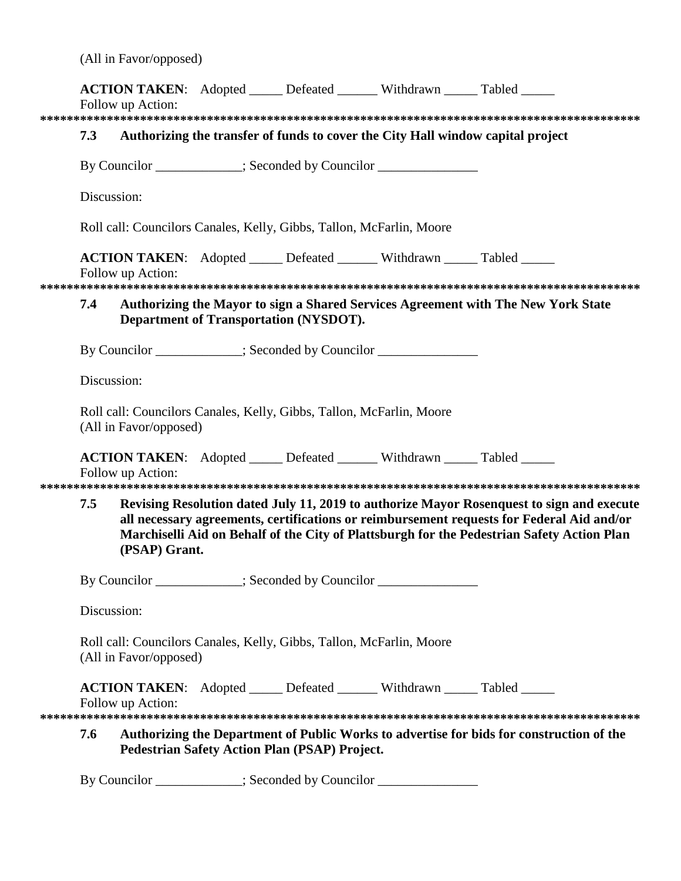(All in Favor/opposed)

**ACTION TAKEN**: Adopted _____ Defeated ______ Withdrawn _____ Tabled _____
Follow up Action:

******************************************************************************************

**7.3 Authorizing the transfer of funds to cover the City Hall window capital project**

By Councilor _____________; Seconded by Councilor _______________

Discussion:

Roll call: Councilors Canales, Kelly, Gibbs, Tallon, McFarlin, Moore

**ACTION TAKEN**: Adopted _____ Defeated ______ Withdrawn _____ Tabled _____
Follow up Action:

******************************************************************************************

**7.4 Authorizing the Mayor to sign a Shared Services Agreement with The New York State Department of Transportation (NYSDOT).**

By Councilor _____________; Seconded by Councilor _______________

Discussion:

Roll call: Councilors Canales, Kelly, Gibbs, Tallon, McFarlin, Moore
(All in Favor/opposed)

**ACTION TAKEN**: Adopted _____ Defeated ______ Withdrawn _____ Tabled _____
Follow up Action:

******************************************************************************************

**7.5 Revising Resolution dated July 11, 2019 to authorize Mayor Rosenquest to sign and execute all necessary agreements, certifications or reimbursement requests for Federal Aid and/or Marchiselli Aid on Behalf of the City of Plattsburgh for the Pedestrian Safety Action Plan (PSAP) Grant.**

By Councilor _____________; Seconded by Councilor _______________

Discussion:

Roll call: Councilors Canales, Kelly, Gibbs, Tallon, McFarlin, Moore
(All in Favor/opposed)

**ACTION TAKEN**: Adopted _____ Defeated ______ Withdrawn _____ Tabled _____
Follow up Action:

******************************************************************************************

**7.6 Authorizing the Department of Public Works to advertise for bids for construction of the Pedestrian Safety Action Plan (PSAP) Project.**

By Councilor _____________; Seconded by Councilor _______________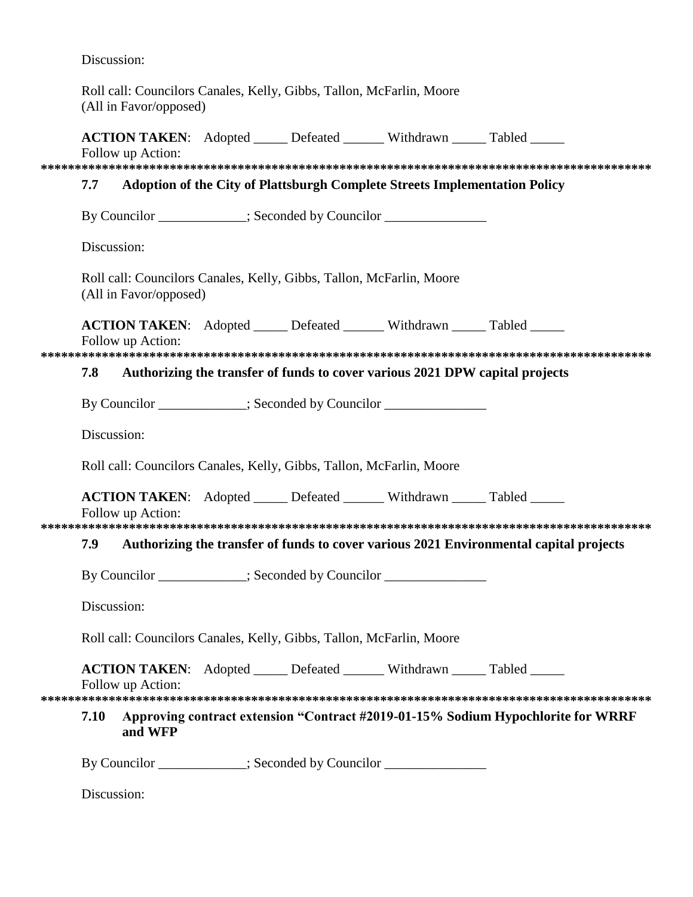Discussion:

Roll call: Councilors Canales, Kelly, Gibbs, Tallon, McFarlin, Moore
(All in Favor/opposed)

**ACTION TAKEN**: Adopted _____ Defeated ______ Withdrawn _____ Tabled _____
Follow up Action:

******************************************************************************************

### 7.7 Adoption of the City of Plattsburgh Complete Streets Implementation Policy

By Councilor _____________; Seconded by Councilor _______________

Discussion:

Roll call: Councilors Canales, Kelly, Gibbs, Tallon, McFarlin, Moore
(All in Favor/opposed)

**ACTION TAKEN**: Adopted _____ Defeated ______ Withdrawn _____ Tabled _____
Follow up Action:

******************************************************************************************

### 7.8 Authorizing the transfer of funds to cover various 2021 DPW capital projects

By Councilor _____________; Seconded by Councilor _______________

Discussion:

Roll call: Councilors Canales, Kelly, Gibbs, Tallon, McFarlin, Moore

**ACTION TAKEN**: Adopted _____ Defeated ______ Withdrawn _____ Tabled _____
Follow up Action:

******************************************************************************************

### 7.9 Authorizing the transfer of funds to cover various 2021 Environmental capital projects

By Councilor _____________; Seconded by Councilor _______________

Discussion:

Roll call: Councilors Canales, Kelly, Gibbs, Tallon, McFarlin, Moore

**ACTION TAKEN**: Adopted _____ Defeated ______ Withdrawn _____ Tabled _____
Follow up Action:

******************************************************************************************

### 7.10 Approving contract extension "Contract #2019-01-15% Sodium Hypochlorite for WRRF and WFP

By Councilor _____________; Seconded by Councilor _______________

Discussion: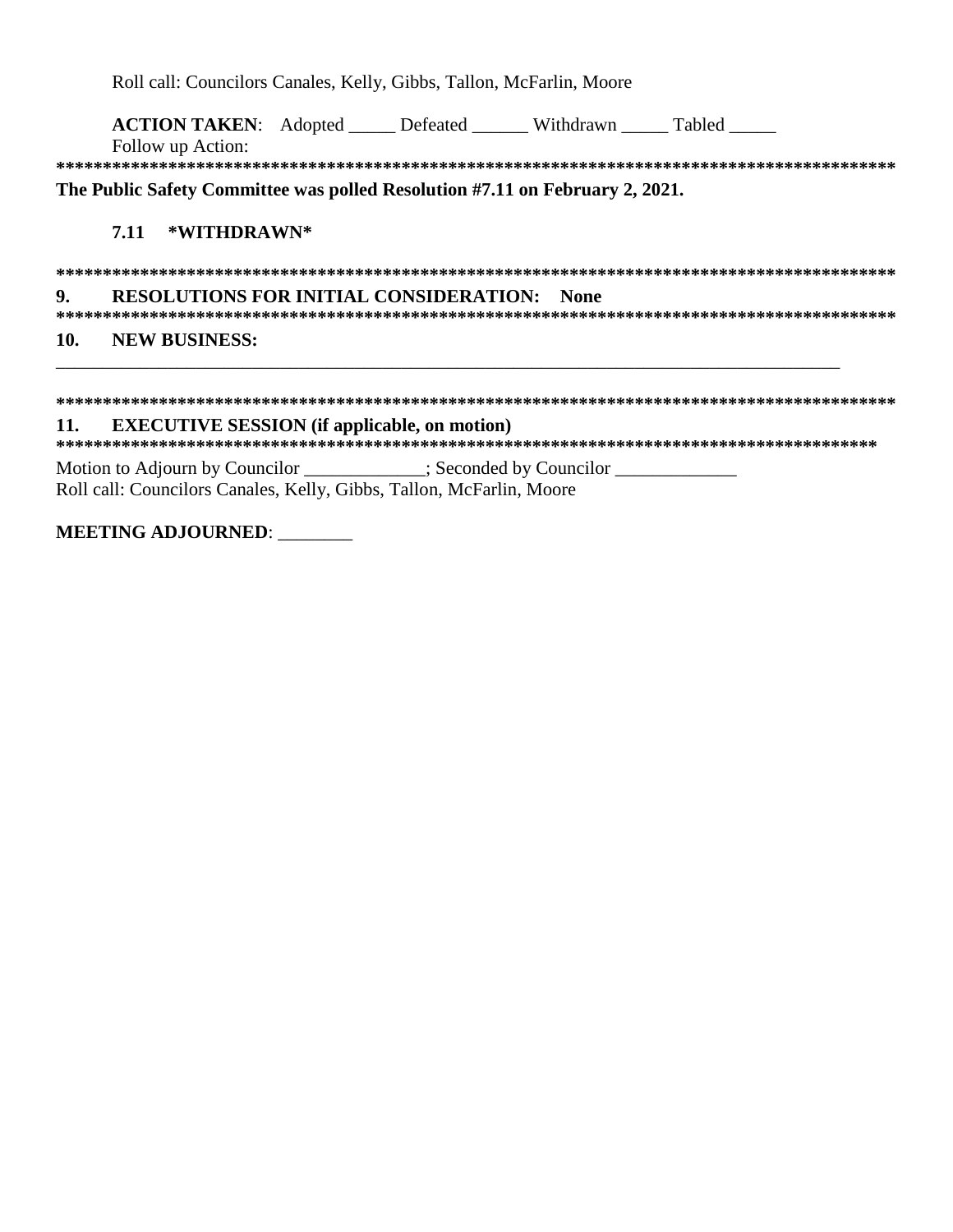Roll call: Councilors Canales, Kelly, Gibbs, Tallon, McFarlin, Moore

**ACTION TAKEN**: Adopted _____ Defeated ______ Withdrawn _____ Tabled _____
Follow up Action:

******************************************************************************************

**The Public Safety Committee was polled Resolution #7.11 on February 2, 2021.**

**7.11 *WITHDRAWN***

******************************************************************************************

**9. RESOLUTIONS FOR INITIAL CONSIDERATION: None**

******************************************************************************************

**10. NEW BUSINESS:**

_________________________________________________________________________________

******************************************************************************************

**11. EXECUTIVE SESSION (if applicable, on motion)**

******************************************************************************************

Motion to Adjourn by Councilor _____________; Seconded by Councilor _____________
Roll call: Councilors Canales, Kelly, Gibbs, Tallon, McFarlin, Moore

**MEETING ADJOURNED**: ________